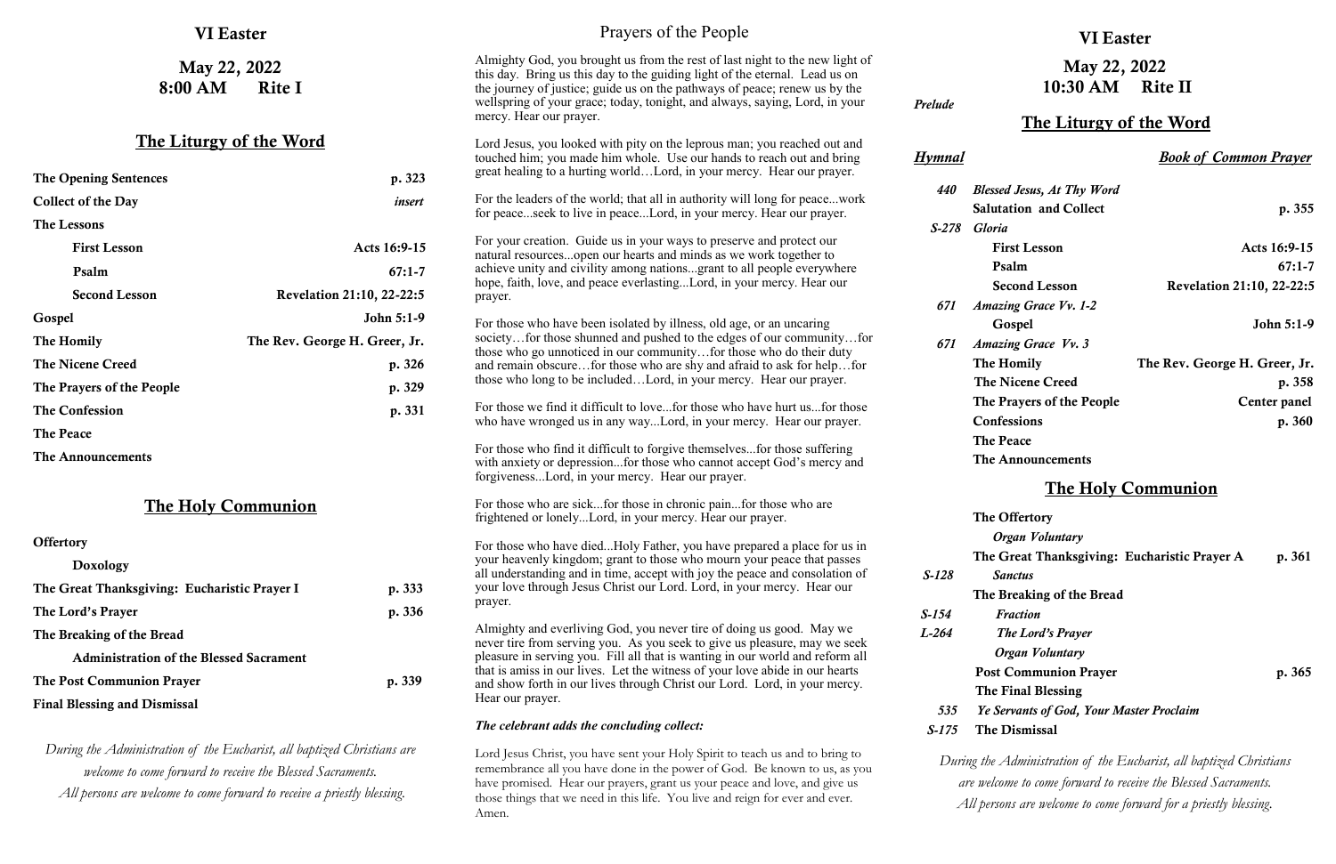# VI Easter

## May 22, 2022
## 8:00 AM    Rite I

## The Liturgy of the Word

| | |
|---|---|
| **The Opening Sentences** | **p. 323** |
| **Collect of the Day** | *insert* |
| **The Lessons** | |
| **First Lesson** | **Acts 16:9-15** |
| **Psalm** | **67:1-7** |
| **Second Lesson** | **Revelation 21:10, 22-22:5** |
| **Gospel** | **John 5:1-9** |
| **The Homily** | **The Rev. George H. Greer, Jr.** |
| **The Nicene Creed** | **p. 326** |
| **The Prayers of the People** | **p. 329** |
| **The Confession** | **p. 331** |
| **The Peace** | |
| **The Announcements** | |

## The Holy Communion

| | |
|---|---|
| **Offertory** | |
| **Doxology** | |
| **The Great Thanksgiving: Eucharistic Prayer I** | **p. 333** |
| **The Lord's Prayer** | **p. 336** |
| **The Breaking of the Bread** | |
| **Administration of the Blessed Sacrament** | |
| **The Post Communion Prayer** | **p. 339** |
| **Final Blessing and Dismissal** | |

*During the Administration of the Eucharist, all baptized Christians are welcome to come forward to receive the Blessed Sacraments. All persons are welcome to come forward to receive a priestly blessing.*

# Prayers of the People

Almighty God, you brought us from the rest of last night to the new light of this day. Bring us this day to the guiding light of the eternal. Lead us on the journey of justice; guide us on the pathways of peace; renew us by the wellspring of your grace; today, tonight, and always, saying, Lord, in your mercy. Hear our prayer.

Lord Jesus, you looked with pity on the leprous man; you reached out and touched him; you made him whole. Use our hands to reach out and bring great healing to a hurting world…Lord, in your mercy. Hear our prayer.

For the leaders of the world; that all in authority will long for peace...work for peace...seek to live in peace...Lord, in your mercy. Hear our prayer.

For your creation. Guide us in your ways to preserve and protect our natural resources...open our hearts and minds as we work together to achieve unity and civility among nations...grant to all people everywhere hope, faith, love, and peace everlasting...Lord, in your mercy. Hear our prayer.

For those who have been isolated by illness, old age, or an uncaring society…for those shunned and pushed to the edges of our community…for those who go unnoticed in our community…for those who do their duty and remain obscure…for those who are shy and afraid to ask for help…for those who long to be included…Lord, in your mercy. Hear our prayer.

For those we find it difficult to love...for those who have hurt us...for those who have wronged us in any way...Lord, in your mercy. Hear our prayer.

For those who find it difficult to forgive themselves...for those suffering with anxiety or depression...for those who cannot accept God's mercy and forgiveness...Lord, in your mercy. Hear our prayer.

For those who are sick...for those in chronic pain...for those who are frightened or lonely...Lord, in your mercy. Hear our prayer.

For those who have died...Holy Father, you have prepared a place for us in your heavenly kingdom; grant to those who mourn your peace that passes all understanding and in time, accept with joy the peace and consolation of your love through Jesus Christ our Lord. Lord, in your mercy. Hear our prayer.

Almighty and everliving God, you never tire of doing us good. May we never tire from serving you. As you seek to give us pleasure, may we seek pleasure in serving you. Fill all that is wanting in our world and reform all that is amiss in our lives. Let the witness of your love abide in our hearts and show forth in our lives through Christ our Lord. Lord, in your mercy. Hear our prayer.

***The celebrant adds the concluding collect:***

Lord Jesus Christ, you have sent your Holy Spirit to teach us and to bring to remembrance all you have done in the power of God. Be known to us, as you have promised. Hear our prayers, grant us your peace and love, and give us those things that we need in this life. You live and reign for ever and ever. Amen.

# VI Easter

## May 22, 2022
## 10:30 AM    Rite II

*Prelude*

## The Liturgy of the Word

| ***Hymnal*** | | ***Book of Common Prayer*** |
|---|---|---|
| *440* | *Blessed Jesus, At Thy Word* | |
| | **Salutation and Collect** | **p. 355** |
| *S-278* | *Gloria* | |
| | **First Lesson** | **Acts 16:9-15** |
| | **Psalm** | **67:1-7** |
| | **Second Lesson** | **Revelation 21:10, 22-22:5** |
| *671* | *Amazing Grace Vv. 1-2* | |
| | **Gospel** | **John 5:1-9** |
| *671* | *Amazing Grace Vv. 3* | |
| | **The Homily** | **The Rev. George H. Greer, Jr.** |
| | **The Nicene Creed** | **p. 358** |
| | **The Prayers of the People** | **Center panel** |
| | **Confessions** | **p. 360** |
| | **The Peace** | |
| | **The Announcements** | |

## The Holy Communion

| | | |
|---|---|---|
| | **The Offertory** | |
| | ***Organ Voluntary*** | |
| | **The Great Thanksgiving: Eucharistic Prayer A** | **p. 361** |
| *S-128* | ***Sanctus*** | |
| | **The Breaking of the Bread** | |
| *S-154* | ***Fraction*** | |
| *L-264* | ***The Lord's Prayer*** | |
| | ***Organ Voluntary*** | |
| | **Post Communion Prayer** | **p. 365** |
| | **The Final Blessing** | |
| *535* | ***Ye Servants of God, Your Master Proclaim*** | |
| *S-175* | **The Dismissal** | |

*During the Administration of the Eucharist, all baptized Christians are welcome to come forward to receive the Blessed Sacraments. All persons are welcome to come forward for a priestly blessing.*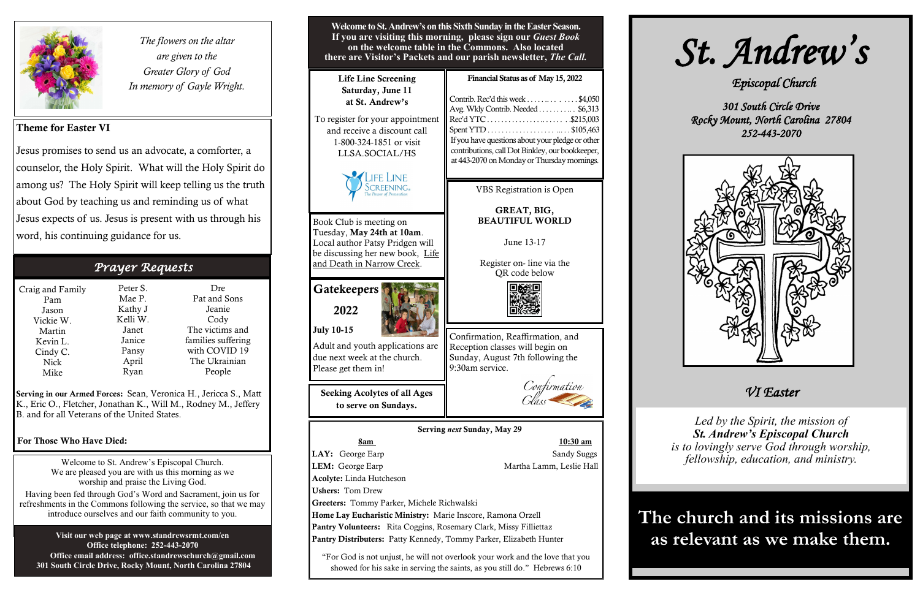*The flowers on the altar are given to the Greater Glory of God In memory of Gayle Wright.*

## Theme for Easter VI

Jesus promises to send us an advocate, a comforter, a counselor, the Holy Spirit. What will the Holy Spirit do among us? The Holy Spirit will keep telling us the truth about God by teaching us and reminding us of what Jesus expects of us. Jesus is present with us through his word, his continuing guidance for us.

## *Prayer Requests*

| | | |
|---|---|---|
| Craig and Family | Peter S. | Dre |
| Pam | Mae P. | Pat and Sons |
| Jason | Kathy J | Jeanie |
| Vickie W. | Kelli W. | Cody |
| Martin | Janet | The victims and |
| Kevin L. | Janice | families suffering |
| Cindy C. | Pansy | with COVID 19 |
| Nick | April | The Ukrainian |
| Mike | Ryan | People |

**Serving in our Armed Forces:** Sean, Veronica H., Jericca S., Matt K., Eric O., Fletcher, Jonathan K., Will M., Rodney M., Jeffery B. and for all Veterans of the United States.

**For Those Who Have Died:**

Welcome to St. Andrew's Episcopal Church. We are pleased you are with us this morning as we worship and praise the Living God.

Having been fed through God's Word and Sacrament, join us for refreshments in the Commons following the service, so that we may introduce ourselves and our faith community to you.

**Visit our web page at www.standrewsrmt.com/en**
**Office telephone: 252-443-2070**
**Office email address: office.standrewschurch@gmail.com**
**301 South Circle Drive, Rocky Mount, North Carolina 27804**

**Welcome to St. Andrew's on this Sixth Sunday in the Easter Season. If you are visiting this morning, please sign our *Guest Book* on the welcome table in the Commons. Also located there are Visitor's Packets and our parish newsletter, *The Call.***

**Life Line Screening**
**Saturday, June 11**
**at St. Andrew's**

To register for your appointment and receive a discount call 1-800-324-1851 or visit LLSA.SOCIAL/HS

LIFE LINE SCREENING The Power of Prevention

**Financial Status as of May 15, 2022**

Contrib. Rec'd this week . . . . . . . . . . . . . $4,050
Avg. Wkly Contrib. Needed . . . . . . . . . . $6,313
Rec'd YTC . . . . . . . . . . . . . . . . . . . . . $215,003
Spent YTD . . . . . . . . . . . . . . . . . . . . $105,463
If you have questions about your pledge or other contributions, call Dot Binkley, our bookkeeper, at 443-2070 on Monday or Thursday mornings.

Book Club is meeting on Tuesday, **May 24th at 10am**. Local author Patsy Pridgen will be discussing her new book, Life and Death in Narrow Creek.

VBS Registration is Open

**GREAT, BIG, BEAUTIFUL WORLD**

June 13-17

Register on- line via the QR code below

**Gatekeepers 2022**

**July 10-15**

Adult and youth applications are due next week at the church. Please get them in!

Confirmation, Reaffirmation, and Reception classes will begin on Sunday, August 7th following the 9:30am service.

Confirmation Class

**Seeking Acolytes of all Ages to serve on Sundays.**

**Serving *next* Sunday, May 29**

| | 8am | 10:30 am |
|---|---|---|
| **LAY:** | George Earp | Sandy Suggs |
| **LEM:** | George Earp | Martha Lamm, Leslie Hall |

**Acolyte:** Linda Hutcheson
**Ushers:** Tom Drew
**Greeters:** Tommy Parker, Michele Richwalski
**Home Lay Eucharistic Ministry:** Marie Inscore, Ramona Orzell
**Pantry Volunteers:** Rita Coggins, Rosemary Clark, Missy Filliettaz
**Pantry Distributers:** Patty Kennedy, Tommy Parker, Elizabeth Hunter

"For God is not unjust, he will not overlook your work and the love that you showed for his sake in serving the saints, as you still do." Hebrews 6:10

# *St. Andrew's*

## *Episcopal Church*

*301 South Circle Drive*
*Rocky Mount, North Carolina 27804*
*252-443-2070*

## *VI Easter*

*Led by the Spirit, the mission of **St. Andrew's Episcopal Church** is to lovingly serve God through worship, fellowship, education, and ministry.*

**The church and its missions are as relevant as we make them.**